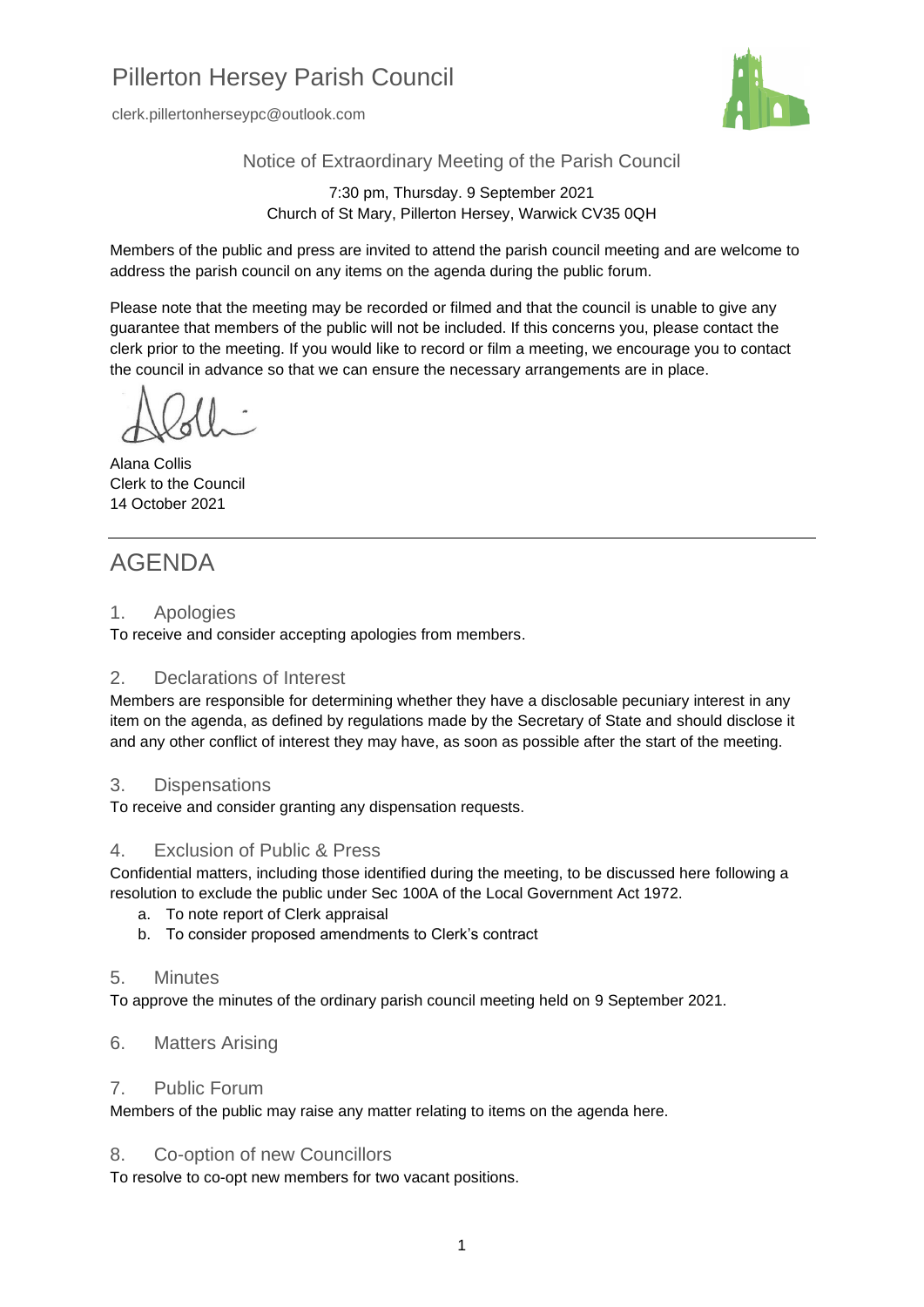# Pillerton Hersey Parish Council

clerk.pillertonherseypc@outlook.com

Notice of Extraordinary Meeting of the Parish Council

7:30 pm, Thursday. 9 September 2021
Church of St Mary, Pillerton Hersey, Warwick CV35 0QH

Members of the public and press are invited to attend the parish council meeting and are welcome to address the parish council on any items on the agenda during the public forum.

Please note that the meeting may be recorded or filmed and that the council is unable to give any guarantee that members of the public will not be included. If this concerns you, please contact the clerk prior to the meeting. If you would like to record or film a meeting, we encourage you to contact the council in advance so that we can ensure the necessary arrangements are in place.

Alana Collis
Clerk to the Council
14 October 2021

---

# AGENDA

## 1. Apologies

To receive and consider accepting apologies from members.

## 2. Declarations of Interest

Members are responsible for determining whether they have a disclosable pecuniary interest in any item on the agenda, as defined by regulations made by the Secretary of State and should disclose it and any other conflict of interest they may have, as soon as possible after the start of the meeting.

## 3. Dispensations

To receive and consider granting any dispensation requests.

## 4. Exclusion of Public & Press

Confidential matters, including those identified during the meeting, to be discussed here following a resolution to exclude the public under Sec 100A of the Local Government Act 1972.

a. To note report of Clerk appraisal
b. To consider proposed amendments to Clerk's contract

## 5. Minutes

To approve the minutes of the ordinary parish council meeting held on 9 September 2021.

## 6. Matters Arising

## 7. Public Forum

Members of the public may raise any matter relating to items on the agenda here.

## 8. Co-option of new Councillors

To resolve to co-opt new members for two vacant positions.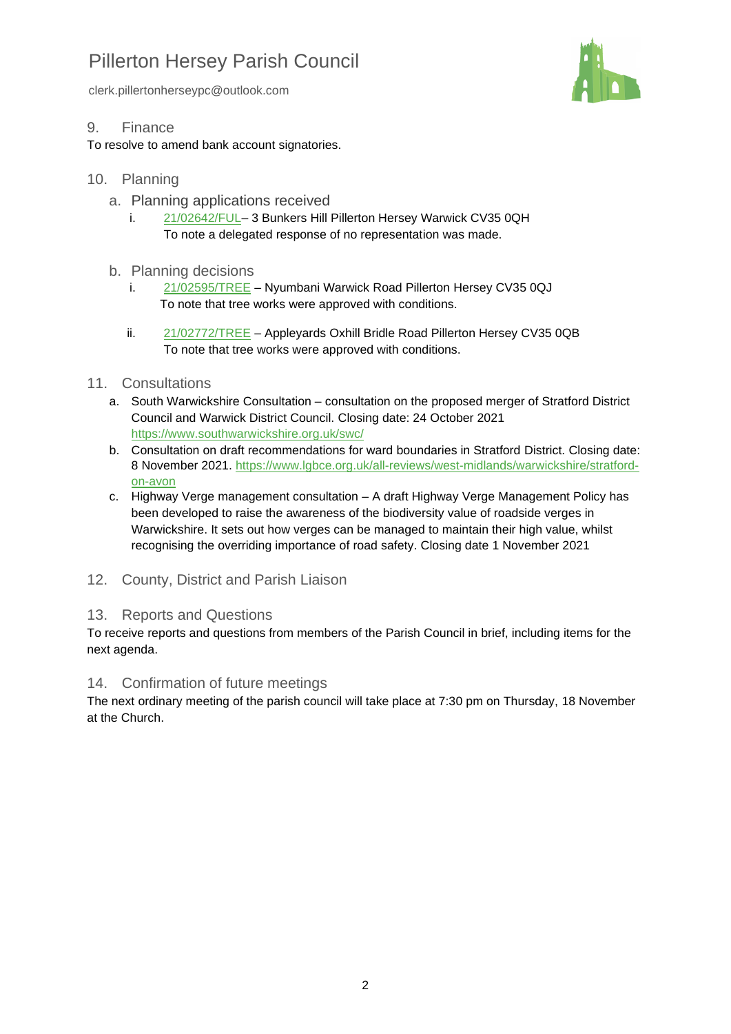# Pillerton Hersey Parish Council

clerk.pillertonherseypc@outlook.com

## 9. Finance

To resolve to amend bank account signatories.

## 10. Planning

### a. Planning applications received

i. 21/02642/FUL– 3 Bunkers Hill Pillerton Hersey Warwick CV35 0QH
To note a delegated response of no representation was made.

### b. Planning decisions

i. 21/02595/TREE – Nyumbani Warwick Road Pillerton Hersey CV35 0QJ
To note that tree works were approved with conditions.

ii. 21/02772/TREE – Appleyards Oxhill Bridle Road Pillerton Hersey CV35 0QB
To note that tree works were approved with conditions.

## 11. Consultations

a. South Warwickshire Consultation – consultation on the proposed merger of Stratford District Council and Warwick District Council. Closing date: 24 October 2021 https://www.southwarwickshire.org.uk/swc/

b. Consultation on draft recommendations for ward boundaries in Stratford District. Closing date: 8 November 2021. https://www.lgbce.org.uk/all-reviews/west-midlands/warwickshire/stratford-on-avon

c. Highway Verge management consultation – A draft Highway Verge Management Policy has been developed to raise the awareness of the biodiversity value of roadside verges in Warwickshire. It sets out how verges can be managed to maintain their high value, whilst recognising the overriding importance of road safety. Closing date 1 November 2021

## 12. County, District and Parish Liaison

## 13. Reports and Questions

To receive reports and questions from members of the Parish Council in brief, including items for the next agenda.

## 14. Confirmation of future meetings

The next ordinary meeting of the parish council will take place at 7:30 pm on Thursday, 18 November at the Church.